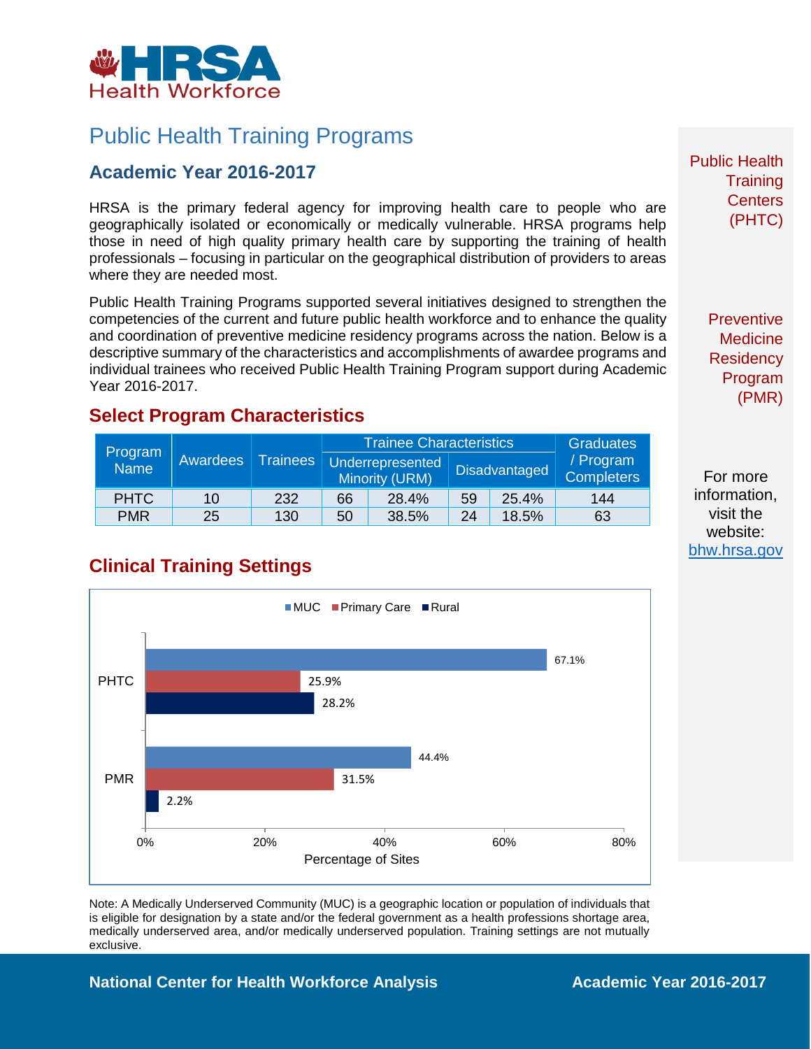# Public Health Training Programs

## Academic Year 2016-2017

HRSA is the primary federal agency for improving health care to people who are geographically isolated or economically or medically vulnerable. HRSA programs help those in need of high quality primary health care by supporting the training of health professionals – focusing in particular on the geographical distribution of providers to areas where they are needed most.

Public Health Training Programs supported several initiatives designed to strengthen the competencies of the current and future public health workforce and to enhance the quality and coordination of preventive medicine residency programs across the nation. Below is a descriptive summary of the characteristics and accomplishments of awardee programs and individual trainees who received Public Health Training Program support during Academic Year 2016-2017.

## Select Program Characteristics

| Program Name | Awardees | Trainees | Trainee Characteristics | | | | Graduates / Program Completers |
|---|---|---|---|---|---|---|---|
| | | | Underrepresented Minority (URM) | | Disadvantaged | | |
| PHTC | 10 | 232 | 66 | 28.4% | 59 | 25.4% | 144 |
| PMR | 25 | 130 | 50 | 38.5% | 24 | 18.5% | 63 |

## Clinical Training Settings

| Program | MUC | Primary Care | Rural |
|---|---|---|---|
| PHTC | 67.1% | 25.9% | 28.2% |
| PMR | 44.4% | 31.5% | 2.2% |

Percentage of Sites

Note: A Medically Underserved Community (MUC) is a geographic location or population of individuals that is eligible for designation by a state and/or the federal government as a health professions shortage area, medically underserved area, and/or medically underserved population. Training settings are not mutually exclusive.

Public Health Training Centers (PHTC)

Preventive Medicine Residency Program (PMR)

For more information, visit the website: [bhw.hrsa.gov](https://bhw.hrsa.gov)

National Center for Health Workforce Analysis

Academic Year 2016-2017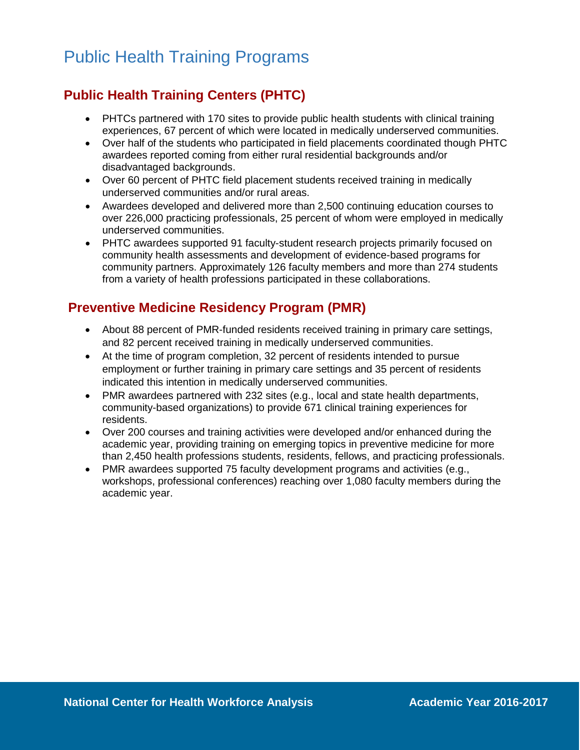# Public Health Training Programs

## Public Health Training Centers (PHTC)

- PHTCs partnered with 170 sites to provide public health students with clinical training experiences, 67 percent of which were located in medically underserved communities.
- Over half of the students who participated in field placements coordinated though PHTC awardees reported coming from either rural residential backgrounds and/or disadvantaged backgrounds.
- Over 60 percent of PHTC field placement students received training in medically underserved communities and/or rural areas.
- Awardees developed and delivered more than 2,500 continuing education courses to over 226,000 practicing professionals, 25 percent of whom were employed in medically underserved communities.
- PHTC awardees supported 91 faculty-student research projects primarily focused on community health assessments and development of evidence-based programs for community partners. Approximately 126 faculty members and more than 274 students from a variety of health professions participated in these collaborations.

## Preventive Medicine Residency Program (PMR)

- About 88 percent of PMR-funded residents received training in primary care settings, and 82 percent received training in medically underserved communities.
- At the time of program completion, 32 percent of residents intended to pursue employment or further training in primary care settings and 35 percent of residents indicated this intention in medically underserved communities.
- PMR awardees partnered with 232 sites (e.g., local and state health departments, community-based organizations) to provide 671 clinical training experiences for residents.
- Over 200 courses and training activities were developed and/or enhanced during the academic year, providing training on emerging topics in preventive medicine for more than 2,450 health professions students, residents, fellows, and practicing professionals.
- PMR awardees supported 75 faculty development programs and activities (e.g., workshops, professional conferences) reaching over 1,080 faculty members during the academic year.